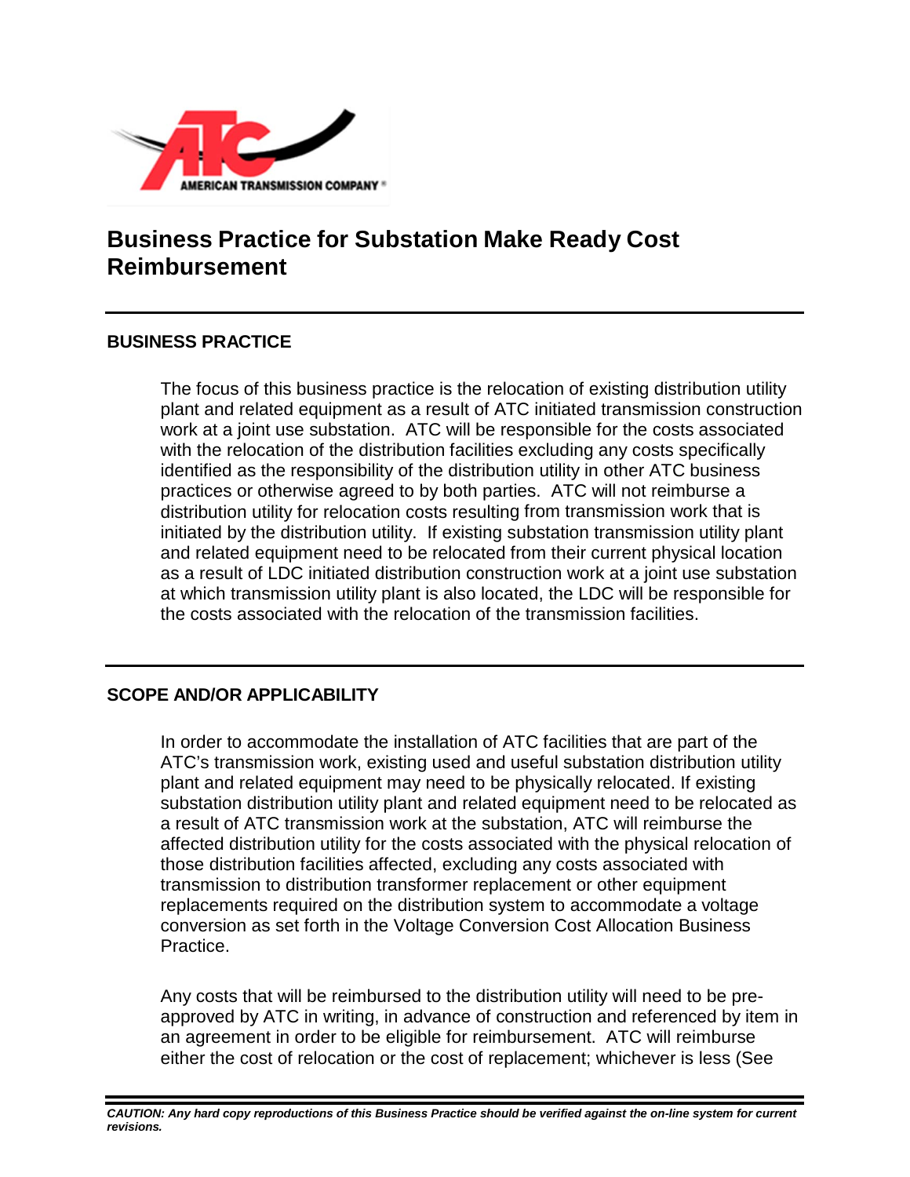# Business Practice for Substation Make Ready Cost Reimbursement

## BUSINESS PRACTICE

The focus of this business practice is the relocation of existing distribution utility plant and related equipment as a result of ATC initiated transmission construction work at a joint use substation. ATC will be responsible for the costs associated with the relocation of the distribution facilities excluding any costs specifically identified as the responsibility of the distribution utility in other ATC business practices or otherwise agreed to by both parties. ATC will not reimburse a distribution utility for relocation costs resulting from transmission work that is initiated by the distribution utility. If existing substation transmission utility plant and related equipment need to be relocated from their current physical location as a result of LDC initiated distribution construction work at a joint use substation at which transmission utility plant is also located, the LDC will be responsible for the costs associated with the relocation of the transmission facilities.

## SCOPE AND/OR APPLICABILITY

In order to accommodate the installation of ATC facilities that are part of the ATC's transmission work, existing used and useful substation distribution utility plant and related equipment may need to be physically relocated. If existing substation distribution utility plant and related equipment need to be relocated as a result of ATC transmission work at the substation, ATC will reimburse the affected distribution utility for the costs associated with the physical relocation of those distribution facilities affected, excluding any costs associated with transmission to distribution transformer replacement or other equipment replacements required on the distribution system to accommodate a voltage conversion as set forth in the Voltage Conversion Cost Allocation Business Practice.

Any costs that will be reimbursed to the distribution utility will need to be pre-approved by ATC in writing, in advance of construction and referenced by item in an agreement in order to be eligible for reimbursement. ATC will reimburse either the cost of relocation or the cost of replacement; whichever is less (See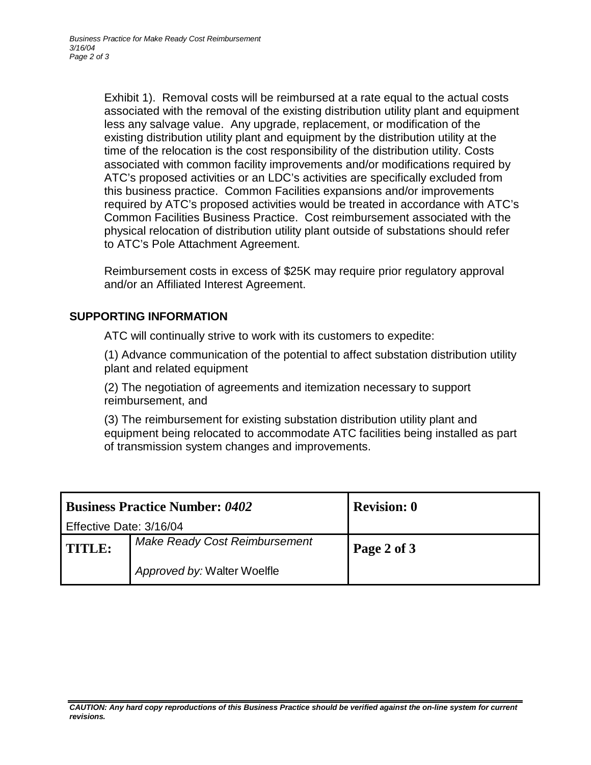Exhibit 1). Removal costs will be reimbursed at a rate equal to the actual costs associated with the removal of the existing distribution utility plant and equipment less any salvage value. Any upgrade, replacement, or modification of the existing distribution utility plant and equipment by the distribution utility at the time of the relocation is the cost responsibility of the distribution utility. Costs associated with common facility improvements and/or modifications required by ATC's proposed activities or an LDC's activities are specifically excluded from this business practice. Common Facilities expansions and/or improvements required by ATC's proposed activities would be treated in accordance with ATC's Common Facilities Business Practice. Cost reimbursement associated with the physical relocation of distribution utility plant outside of substations should refer to ATC's Pole Attachment Agreement.

Reimbursement costs in excess of $25K may require prior regulatory approval and/or an Affiliated Interest Agreement.

## SUPPORTING INFORMATION

ATC will continually strive to work with its customers to expedite:

(1) Advance communication of the potential to affect substation distribution utility plant and related equipment

(2) The negotiation of agreements and itemization necessary to support reimbursement, and

(3) The reimbursement for existing substation distribution utility plant and equipment being relocated to accommodate ATC facilities being installed as part of transmission system changes and improvements.

| **Business Practice Number:** ***0402*** Effective Date: 3/16/04 | | **Revision: 0** |
|---|---|---|
| **TITLE:** | *Make Ready Cost Reimbursement* *Approved by:* Walter Woelfle | **Page 2 of 3** |

***CAUTION: Any hard copy reproductions of this Business Practice should be verified against the on-line system for current revisions.***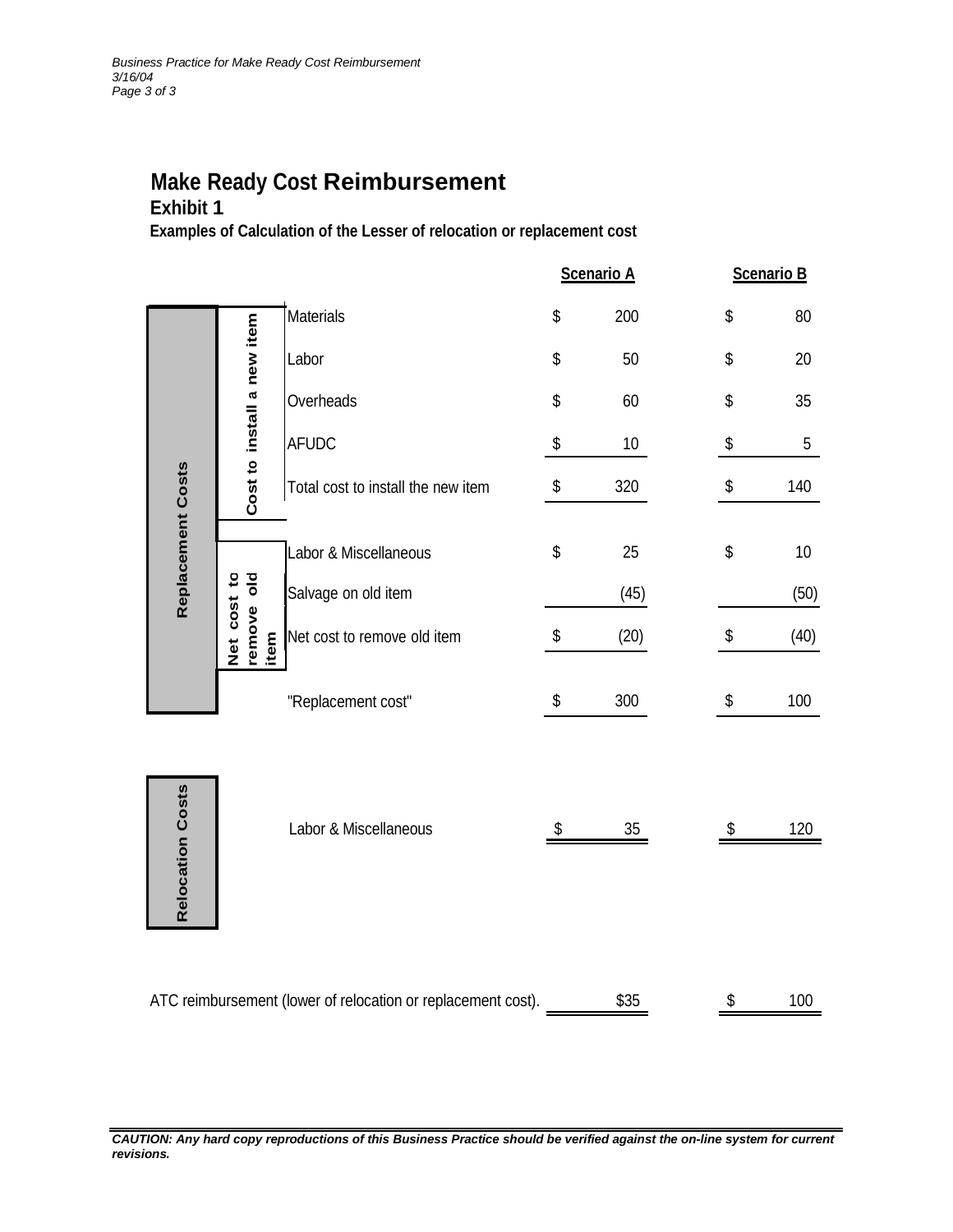# Make Ready Cost Reimbursement

## Exhibit 1

### Examples of Calculation of the Lesser of relocation or replacement cost

| | | | Scenario A | Scenario B |
|---|---|---|---|---|
| Replacement Costs | Cost to install a new item | Materials | $ 200 | $ 80 |
| | | Labor | $ 50 | $ 20 |
| | | Overheads | $ 60 | $ 35 |
| | | AFUDC | $ 10 | $ 5 |
| | | Total cost to install the new item | $ 320 | $ 140 |
| | Net cost to remove old item | Labor & Miscellaneous | $ 25 | $ 10 |
| | | Salvage on old item | (45) | (50) |
| | | Net cost to remove old item | $ (20) | $ (40) |
| | | "Replacement cost" | $ 300 | $ 100 |
| Relocation Costs | | Labor & Miscellaneous | $ 35 | $ 120 |
| ATC reimbursement (lower of relocation or replacement cost). | | | $35 | $ 100 |

***CAUTION: Any hard copy reproductions of this Business Practice should be verified against the on-line system for current revisions.***